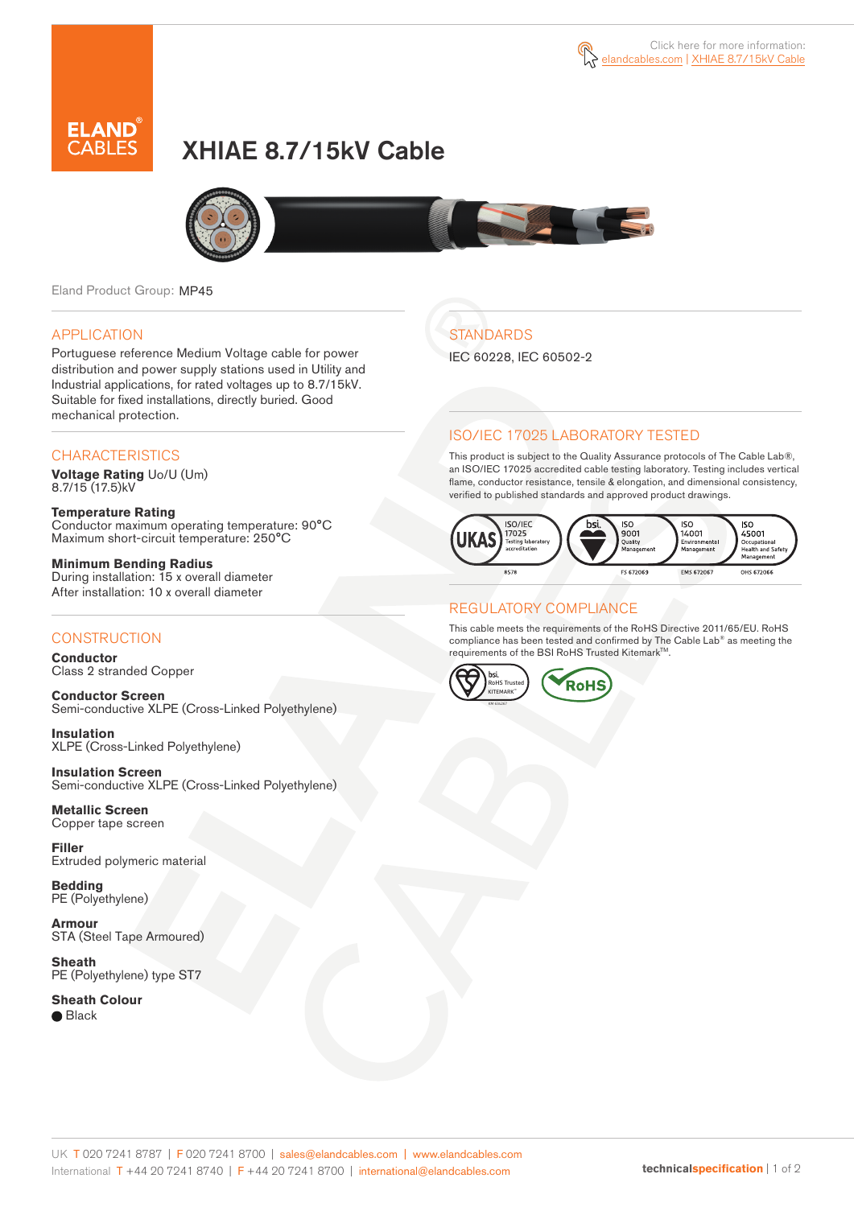Click here for more information:
elandcables.com | XHIAE 8.7/15kV Cable

# XHIAE 8.7/15kV Cable

Eland Product Group: MP45

## APPLICATION

Portuguese reference Medium Voltage cable for power distribution and power supply stations used in Utility and Industrial applications, for rated voltages up to 8.7/15kV. Suitable for fixed installations, directly buried. Good mechanical protection.

## CHARACTERISTICS

**Voltage Rating** Uo/U (Um)
8.7/15 (17.5)kV

**Temperature Rating**
Conductor maximum operating temperature: 90°C
Maximum short-circuit temperature: 250°C

**Minimum Bending Radius**
During installation: 15 x overall diameter
After installation: 10 x overall diameter

## CONSTRUCTION

**Conductor**
Class 2 stranded Copper

**Conductor Screen**
Semi-conductive XLPE (Cross-Linked Polyethylene)

**Insulation**
XLPE (Cross-Linked Polyethylene)

**Insulation Screen**
Semi-conductive XLPE (Cross-Linked Polyethylene)

**Metallic Screen**
Copper tape screen

**Filler**
Extruded polymeric material

**Bedding**
PE (Polyethylene)

**Armour**
STA (Steel Tape Armoured)

**Sheath**
PE (Polyethylene) type ST7

**Sheath Colour**
● Black

## STANDARDS

IEC 60228, IEC 60502-2

## ISO/IEC 17025 LABORATORY TESTED

This product is subject to the Quality Assurance protocols of The Cable Lab®, an ISO/IEC 17025 accredited cable testing laboratory. Testing includes vertical flame, conductor resistance, tensile & elongation, and dimensional consistency, verified to published standards and approved product drawings.

UKAS ISO/IEC 17025 Testing laboratory accreditation 8578 | bsi. ISO 9001 Quality Management FS 672069 | ISO 14001 Environmental Management EMS 672067 | ISO 45001 Occupational Health and Safety Management OHS 672066

## REGULATORY COMPLIANCE

This cable meets the requirements of the RoHS Directive 2011/65/EU. RoHS compliance has been tested and confirmed by The Cable Lab® as meeting the requirements of the BSI RoHS Trusted Kitemark™.

bsi. RoHS Trusted KITEMARK™ | RoHS

UK T 020 7241 8787 | F 020 7241 8700 | sales@elandcables.com | www.elandcables.com
International T +44 20 7241 8740 | F +44 20 7241 8700 | international@elandcables.com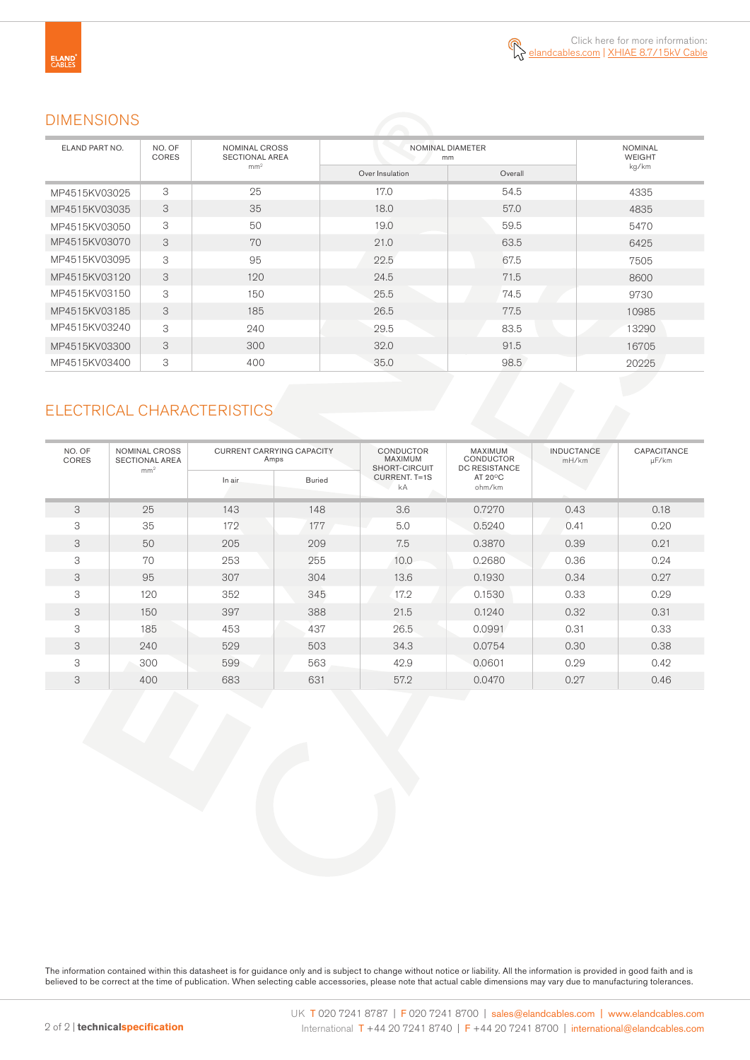Click here for more information: elandcables.com | XHIAE 8.7/15kV Cable

## DIMENSIONS

| ELAND PART NO. | NO. OF CORES | NOMINAL CROSS SECTIONAL AREA mm² | NOMINAL DIAMETER mm | | NOMINAL WEIGHT kg/km |
|---|---|---|---|---|---|
| | | | Over Insulation | Overall | |
| MP4515KV03025 | 3 | 25 | 17.0 | 54.5 | 4335 |
| MP4515KV03035 | 3 | 35 | 18.0 | 57.0 | 4835 |
| MP4515KV03050 | 3 | 50 | 19.0 | 59.5 | 5470 |
| MP4515KV03070 | 3 | 70 | 21.0 | 63.5 | 6425 |
| MP4515KV03095 | 3 | 95 | 22.5 | 67.5 | 7505 |
| MP4515KV03120 | 3 | 120 | 24.5 | 71.5 | 8600 |
| MP4515KV03150 | 3 | 150 | 25.5 | 74.5 | 9730 |
| MP4515KV03185 | 3 | 185 | 26.5 | 77.5 | 10985 |
| MP4515KV03240 | 3 | 240 | 29.5 | 83.5 | 13290 |
| MP4515KV03300 | 3 | 300 | 32.0 | 91.5 | 16705 |
| MP4515KV03400 | 3 | 400 | 35.0 | 98.5 | 20225 |

## ELECTRICAL CHARACTERISTICS

| NO. OF CORES | NOMINAL CROSS SECTIONAL AREA mm² | CURRENT CARRYING CAPACITY Amps | | CONDUCTOR MAXIMUM SHORT-CIRCUIT CURRENT. T=1S kA | MAXIMUM CONDUCTOR DC RESISTANCE AT 20ºC ohm/km | INDUCTANCE mH/km | CAPACITANCE μF/km |
|---|---|---|---|---|---|---|---|
| | | In air | Buried | | | | |
| 3 | 25 | 143 | 148 | 3.6 | 0.7270 | 0.43 | 0.18 |
| 3 | 35 | 172 | 177 | 5.0 | 0.5240 | 0.41 | 0.20 |
| 3 | 50 | 205 | 209 | 7.5 | 0.3870 | 0.39 | 0.21 |
| 3 | 70 | 253 | 255 | 10.0 | 0.2680 | 0.36 | 0.24 |
| 3 | 95 | 307 | 304 | 13.6 | 0.1930 | 0.34 | 0.27 |
| 3 | 120 | 352 | 345 | 17.2 | 0.1530 | 0.33 | 0.29 |
| 3 | 150 | 397 | 388 | 21.5 | 0.1240 | 0.32 | 0.31 |
| 3 | 185 | 453 | 437 | 26.5 | 0.0991 | 0.31 | 0.33 |
| 3 | 240 | 529 | 503 | 34.3 | 0.0754 | 0.30 | 0.38 |
| 3 | 300 | 599 | 563 | 42.9 | 0.0601 | 0.29 | 0.42 |
| 3 | 400 | 683 | 631 | 57.2 | 0.0470 | 0.27 | 0.46 |

The information contained within this datasheet is for guidance only and is subject to change without notice or liability. All the information is provided in good faith and is believed to be correct at the time of publication. When selecting cable accessories, please note that actual cable dimensions may vary due to manufacturing tolerances.

UK T 020 7241 8787 | F 020 7241 8700 | sales@elandcables.com | www.elandcables.com
International T +44 20 7241 8740 | F +44 20 7241 8700 | international@elandcables.com